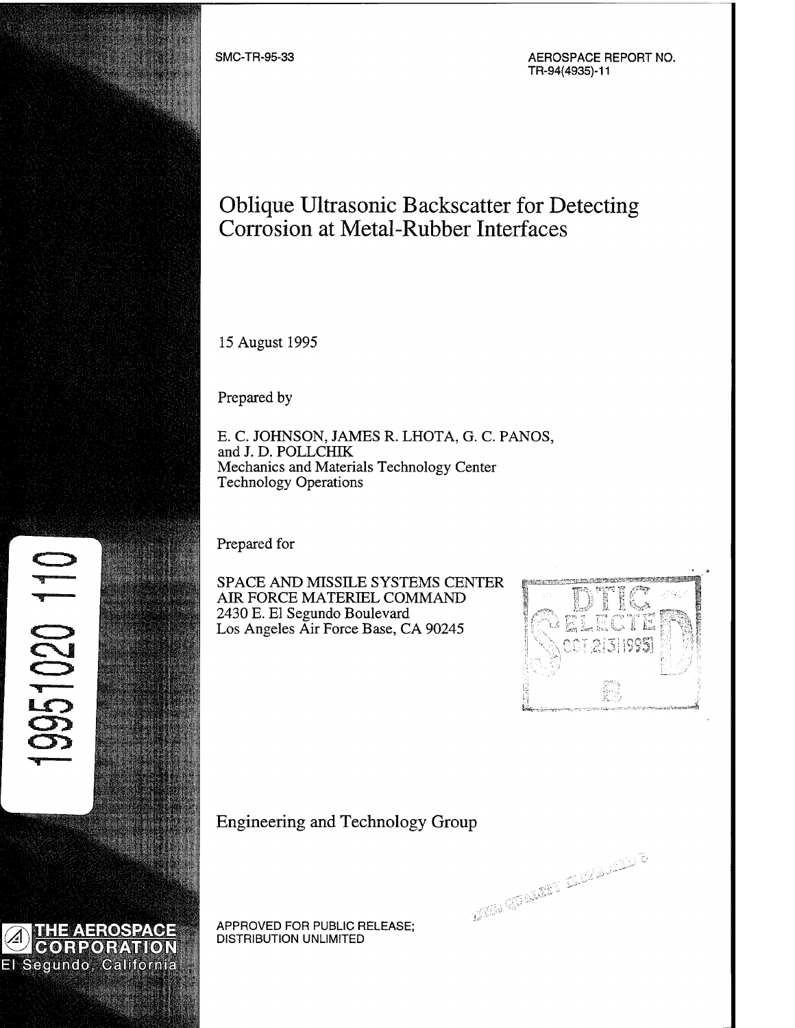SMC-TR-95-33

AEROSPACE REPORT NO.
TR-94(4935)-11

# Oblique Ultrasonic Backscatter for Detecting Corrosion at Metal-Rubber Interfaces

15 August 1995

Prepared by

E. C. JOHNSON, JAMES R. LHOTA, G. C. PANOS,
and J. D. POLLCHIK
Mechanics and Materials Technology Center
Technology Operations

Prepared for

SPACE AND MISSILE SYSTEMS CENTER
AIR FORCE MATERIEL COMMAND
2430 E. El Segundo Boulevard
Los Angeles Air Force Base, CA 90245

DTIC
ELECTE
OCT 23 1995
B

19951020 110

Engineering and Technology Group

THE AEROSPACE CORPORATION
El Segundo, California

APPROVED FOR PUBLIC RELEASE;
DISTRIBUTION UNLIMITED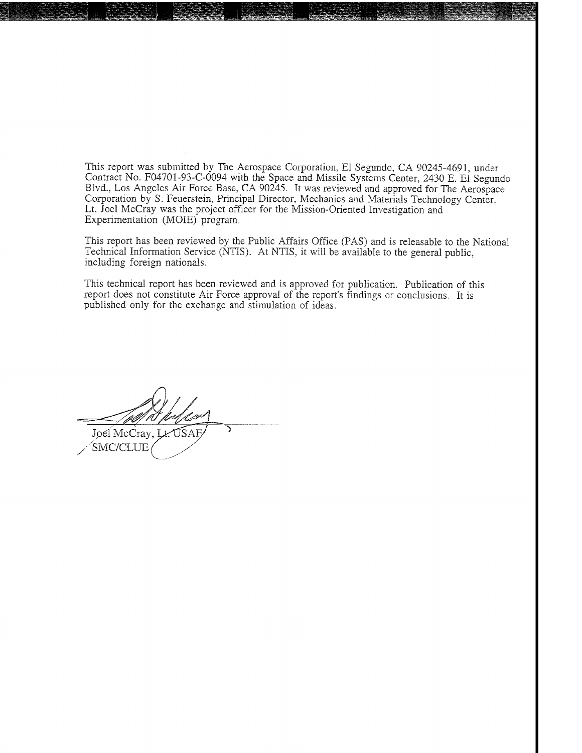This report was submitted by The Aerospace Corporation, El Segundo, CA 90245-4691, under Contract No. F04701-93-C-0094 with the Space and Missile Systems Center, 2430 E. El Segundo Blvd., Los Angeles Air Force Base, CA 90245. It was reviewed and approved for The Aerospace Corporation by S. Feuerstein, Principal Director, Mechanics and Materials Technology Center. Lt. Joel McCray was the project officer for the Mission-Oriented Investigation and Experimentation (MOIE) program.

This report has been reviewed by the Public Affairs Office (PAS) and is releasable to the National Technical Information Service (NTIS). At NTIS, it will be available to the general public, including foreign nationals.

This technical report has been reviewed and is approved for publication. Publication of this report does not constitute Air Force approval of the report's findings or conclusions. It is published only for the exchange and stimulation of ideas.

Joel McCray, Lt. USAF
SMC/CLUE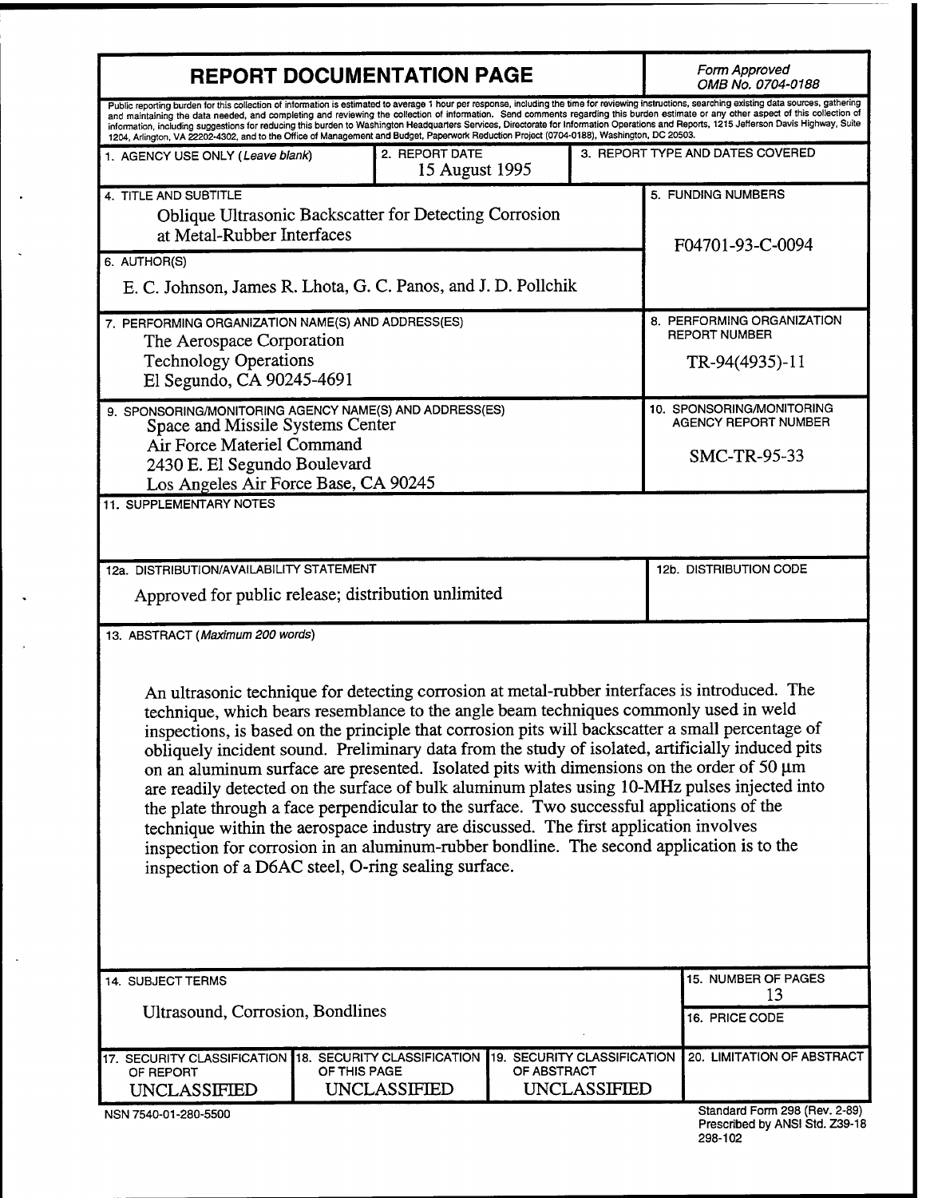# REPORT DOCUMENTATION PAGE

*Form Approved*
*OMB No. 0704-0188*

Public reporting burden for this collection of information is estimated to average 1 hour per response, including the time for reviewing instructions, searching existing data sources, gathering and maintaining the data needed, and completing and reviewing the collection of information. Send comments regarding this burden estimate or any other aspect of this collection of information, including suggestions for reducing this burden to Washington Headquarters Services, Directorate for Information Operations and Reports, 1215 Jefferson Davis Highway, Suite 1204, Arlington, VA 22202-4302, and to the Office of Management and Budget, Paperwork Reduction Project (0704-0188), Washington, DC 20503.

| 1. AGENCY USE ONLY (*Leave blank*) | 2. REPORT DATE | 3. REPORT TYPE AND DATES COVERED |
|---|---|---|
| | 15 August 1995 | |

**4. TITLE AND SUBTITLE**
Oblique Ultrasonic Backscatter for Detecting Corrosion at Metal-Rubber Interfaces

**5. FUNDING NUMBERS**
F04701-93-C-0094

**6. AUTHOR(S)**
E. C. Johnson, James R. Lhota, G. C. Panos, and J. D. Pollchik

**7. PERFORMING ORGANIZATION NAME(S) AND ADDRESS(ES)**
The Aerospace Corporation
Technology Operations
El Segundo, CA 90245-4691

**8. PERFORMING ORGANIZATION REPORT NUMBER**
TR-94(4935)-11

**9. SPONSORING/MONITORING AGENCY NAME(S) AND ADDRESS(ES)**
Space and Missile Systems Center
Air Force Materiel Command
2430 E. El Segundo Boulevard
Los Angeles Air Force Base, CA 90245

**10. SPONSORING/MONITORING AGENCY REPORT NUMBER**
SMC-TR-95-33

**11. SUPPLEMENTARY NOTES**

**12a. DISTRIBUTION/AVAILABILITY STATEMENT**
Approved for public release; distribution unlimited

**12b. DISTRIBUTION CODE**

**13. ABSTRACT (*Maximum 200 words*)**

An ultrasonic technique for detecting corrosion at metal-rubber interfaces is introduced. The technique, which bears resemblance to the angle beam techniques commonly used in weld inspections, is based on the principle that corrosion pits will backscatter a small percentage of obliquely incident sound. Preliminary data from the study of isolated, artificially induced pits on an aluminum surface are presented. Isolated pits with dimensions on the order of 50 μm are readily detected on the surface of bulk aluminum plates using 10-MHz pulses injected into the plate through a face perpendicular to the surface. Two successful applications of the technique within the aerospace industry are discussed. The first application involves inspection for corrosion in an aluminum-rubber bondline. The second application is to the inspection of a D6AC steel, O-ring sealing surface.

**14. SUBJECT TERMS**
Ultrasound, Corrosion, Bondlines

**15. NUMBER OF PAGES**
13

**16. PRICE CODE**

| 17. SECURITY CLASSIFICATION OF REPORT | 18. SECURITY CLASSIFICATION OF THIS PAGE | 19. SECURITY CLASSIFICATION OF ABSTRACT | 20. LIMITATION OF ABSTRACT |
|---|---|---|---|
| UNCLASSIFIED | UNCLASSIFIED | UNCLASSIFIED | |

NSN 7540-01-280-5500

Standard Form 298 (Rev. 2-89)
Prescribed by ANSI Std. Z39-18
298-102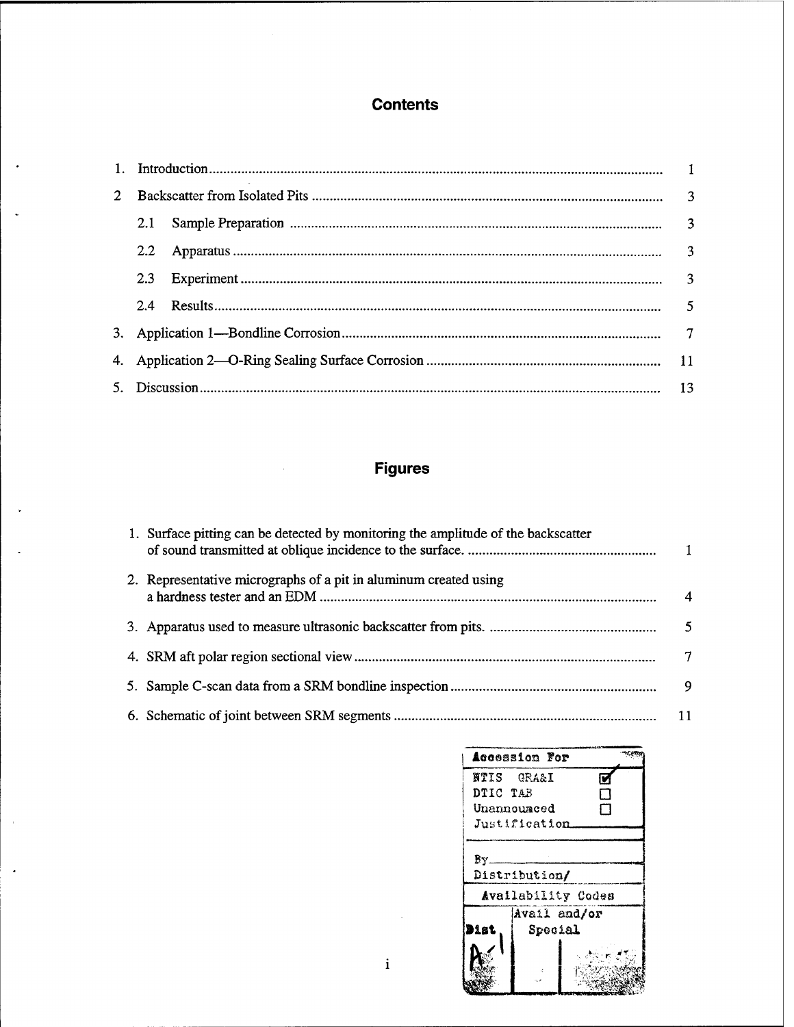# Contents

| | | |
|---|---|---|
| 1. | Introduction | 1 |
| 2 | Backscatter from Isolated Pits | 3 |
| | 2.1 Sample Preparation | 3 |
| | 2.2 Apparatus | 3 |
| | 2.3 Experiment | 3 |
| | 2.4 Results | 5 |
| 3. | Application 1—Bondline Corrosion | 7 |
| 4. | Application 2—O-Ring Sealing Surface Corrosion | 11 |
| 5. | Discussion | 13 |

# Figures

| | | |
|---|---|---|
| 1. | Surface pitting can be detected by monitoring the amplitude of the backscatter of sound transmitted at oblique incidence to the surface. | 1 |
| 2. | Representative micrographs of a pit in aluminum created using a hardness tester and an EDM | 4 |
| 3. | Apparatus used to measure ultrasonic backscatter from pits. | 5 |
| 4. | SRM aft polar region sectional view | 7 |
| 5. | Sample C-scan data from a SRM bondline inspection | 9 |
| 6. | Schematic of joint between SRM segments | 11 |

| Accession For | |
|---|---|
| NTIS GRA&I | ☑ |
| DTIC TAB | ☐ |
| Unannounced | ☐ |
| Justification | |
| By | |
| Distribution/ | |
| Availability Codes | |
| Dist | Avail and/or Special |
| A-1 | |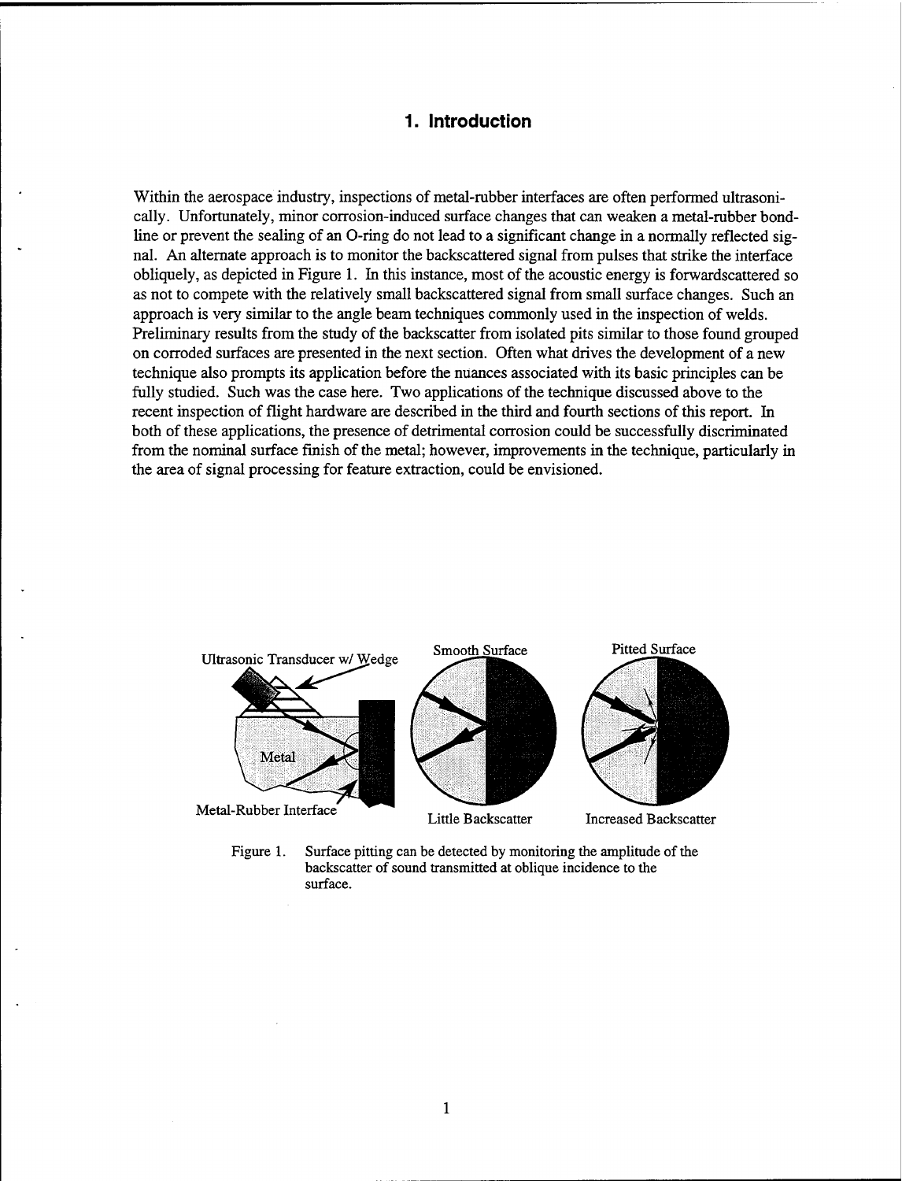# 1. Introduction

Within the aerospace industry, inspections of metal-rubber interfaces are often performed ultrasonically. Unfortunately, minor corrosion-induced surface changes that can weaken a metal-rubber bondline or prevent the sealing of an O-ring do not lead to a significant change in a normally reflected signal. An alternate approach is to monitor the backscattered signal from pulses that strike the interface obliquely, as depicted in Figure 1. In this instance, most of the acoustic energy is forwardscattered so as not to compete with the relatively small backscattered signal from small surface changes. Such an approach is very similar to the angle beam techniques commonly used in the inspection of welds. Preliminary results from the study of the backscatter from isolated pits similar to those found grouped on corroded surfaces are presented in the next section. Often what drives the development of a new technique also prompts its application before the nuances associated with its basic principles can be fully studied. Such was the case here. Two applications of the technique discussed above to the recent inspection of flight hardware are described in the third and fourth sections of this report. In both of these applications, the presence of detrimental corrosion could be successfully discriminated from the nominal surface finish of the metal; however, improvements in the technique, particularly in the area of signal processing for feature extraction, could be envisioned.

Figure 1. Surface pitting can be detected by monitoring the amplitude of the backscatter of sound transmitted at oblique incidence to the surface.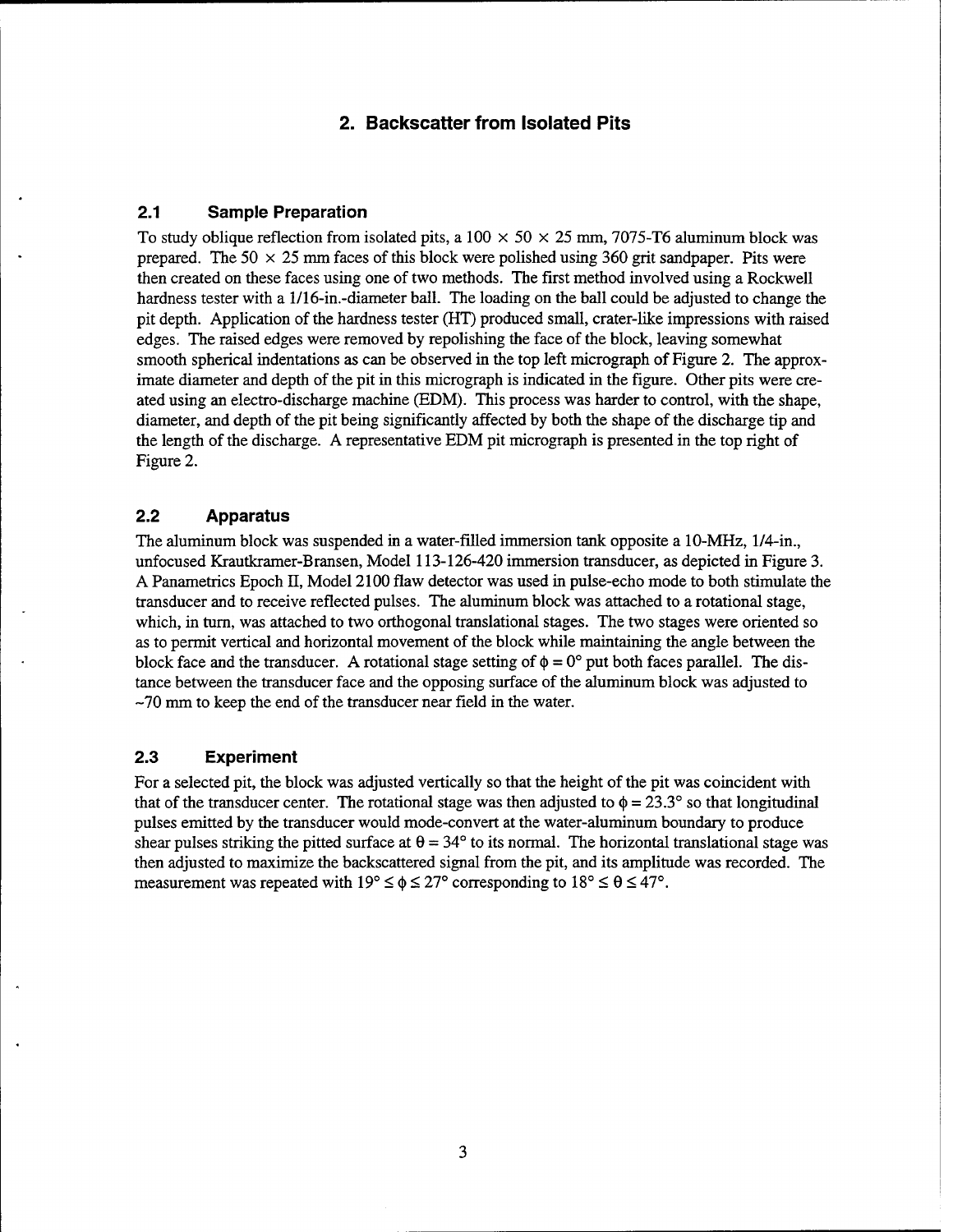## 2. Backscatter from Isolated Pits

### 2.1 Sample Preparation

To study oblique reflection from isolated pits, a $100 \times 50 \times 25$ mm, 7075-T6 aluminum block was prepared. The $50 \times 25$ mm faces of this block were polished using 360 grit sandpaper. Pits were then created on these faces using one of two methods. The first method involved using a Rockwell hardness tester with a 1/16-in.-diameter ball. The loading on the ball could be adjusted to change the pit depth. Application of the hardness tester (HT) produced small, crater-like impressions with raised edges. The raised edges were removed by repolishing the face of the block, leaving somewhat smooth spherical indentations as can be observed in the top left micrograph of Figure 2. The approximate diameter and depth of the pit in this micrograph is indicated in the figure. Other pits were created using an electro-discharge machine (EDM). This process was harder to control, with the shape, diameter, and depth of the pit being significantly affected by both the shape of the discharge tip and the length of the discharge. A representative EDM pit micrograph is presented in the top right of Figure 2.

### 2.2 Apparatus

The aluminum block was suspended in a water-filled immersion tank opposite a 10-MHz, 1/4-in., unfocused Krautkramer-Bransen, Model 113-126-420 immersion transducer, as depicted in Figure 3. A Panametrics Epoch II, Model 2100 flaw detector was used in pulse-echo mode to both stimulate the transducer and to receive reflected pulses. The aluminum block was attached to a rotational stage, which, in turn, was attached to two orthogonal translational stages. The two stages were oriented so as to permit vertical and horizontal movement of the block while maintaining the angle between the block face and the transducer. A rotational stage setting of $\phi = 0°$ put both faces parallel. The distance between the transducer face and the opposing surface of the aluminum block was adjusted to ~70 mm to keep the end of the transducer near field in the water.

### 2.3 Experiment

For a selected pit, the block was adjusted vertically so that the height of the pit was coincident with that of the transducer center. The rotational stage was then adjusted to $\phi = 23.3°$ so that longitudinal pulses emitted by the transducer would mode-convert at the water-aluminum boundary to produce shear pulses striking the pitted surface at $\theta = 34°$ to its normal. The horizontal translational stage was then adjusted to maximize the backscattered signal from the pit, and its amplitude was recorded. The measurement was repeated with $19° \leq \phi \leq 27°$ corresponding to $18° \leq \theta \leq 47°$.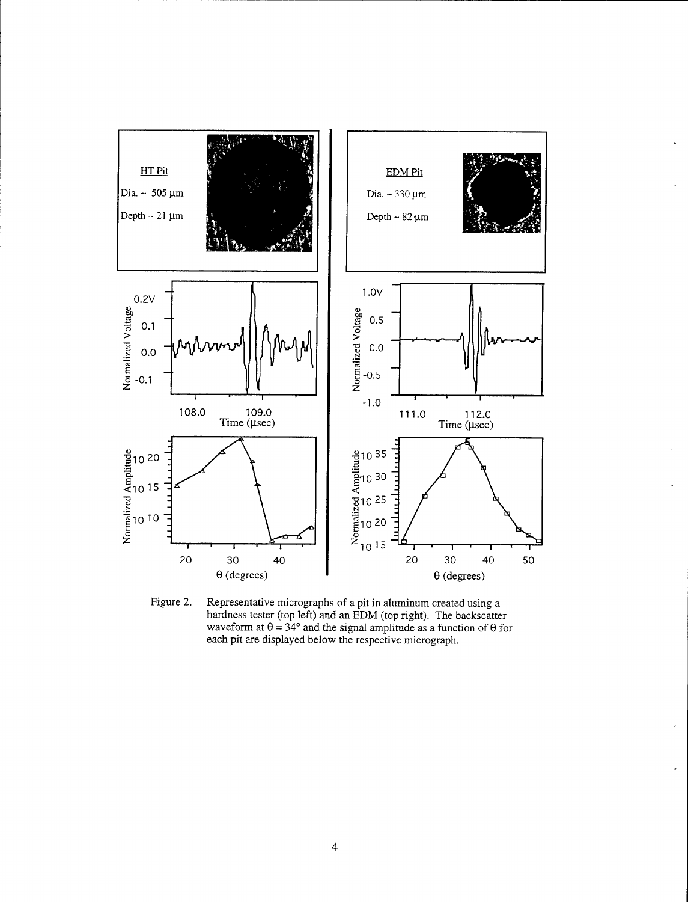Figure 2. Representative micrographs of a pit in aluminum created using a hardness tester (top left) and an EDM (top right). The backscatter waveform at $\theta = 34°$ and the signal amplitude as a function of $\theta$ for each pit are displayed below the respective micrograph.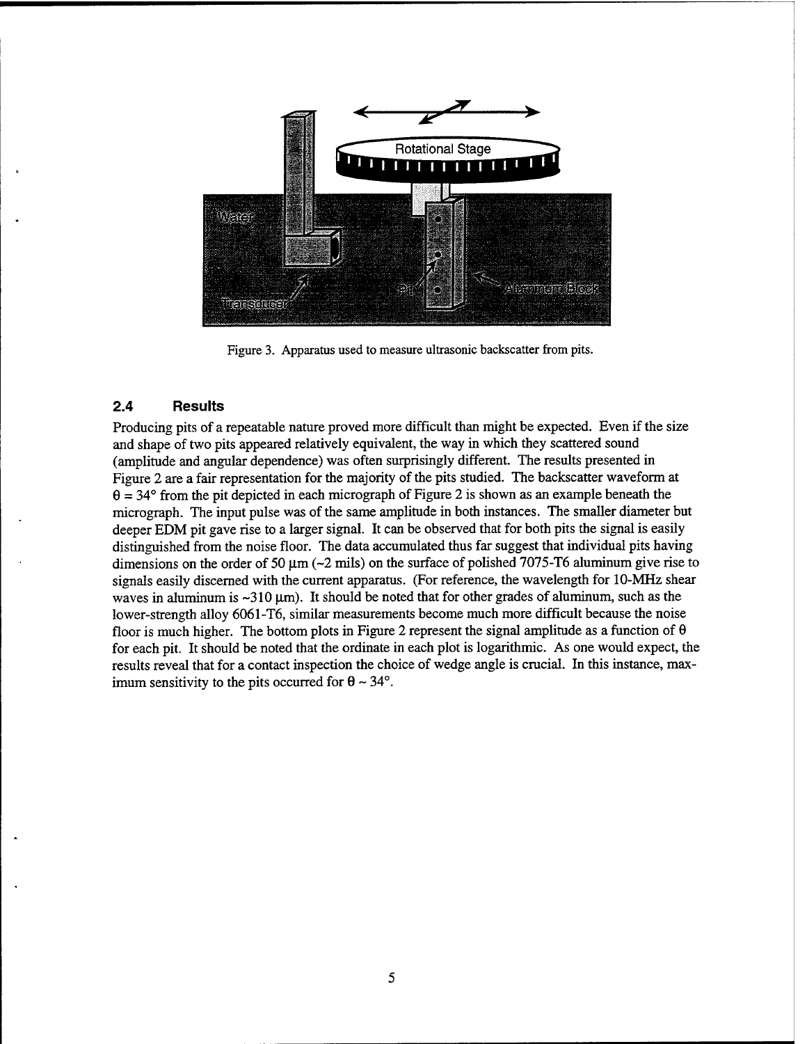Figure 3. Apparatus used to measure ultrasonic backscatter from pits.

### 2.4 Results

Producing pits of a repeatable nature proved more difficult than might be expected. Even if the size and shape of two pits appeared relatively equivalent, the way in which they scattered sound (amplitude and angular dependence) was often surprisingly different. The results presented in Figure 2 are a fair representation for the majority of the pits studied. The backscatter waveform at $\theta = 34°$ from the pit depicted in each micrograph of Figure 2 is shown as an example beneath the micrograph. The input pulse was of the same amplitude in both instances. The smaller diameter but deeper EDM pit gave rise to a larger signal. It can be observed that for both pits the signal is easily distinguished from the noise floor. The data accumulated thus far suggest that individual pits having dimensions on the order of 50 μm (~2 mils) on the surface of polished 7075-T6 aluminum give rise to signals easily discerned with the current apparatus. (For reference, the wavelength for 10-MHz shear waves in aluminum is ~310 μm). It should be noted that for other grades of aluminum, such as the lower-strength alloy 6061-T6, similar measurements become much more difficult because the noise floor is much higher. The bottom plots in Figure 2 represent the signal amplitude as a function of $\theta$ for each pit. It should be noted that the ordinate in each plot is logarithmic. As one would expect, the results reveal that for a contact inspection the choice of wedge angle is crucial. In this instance, maximum sensitivity to the pits occurred for $\theta \sim 34°$.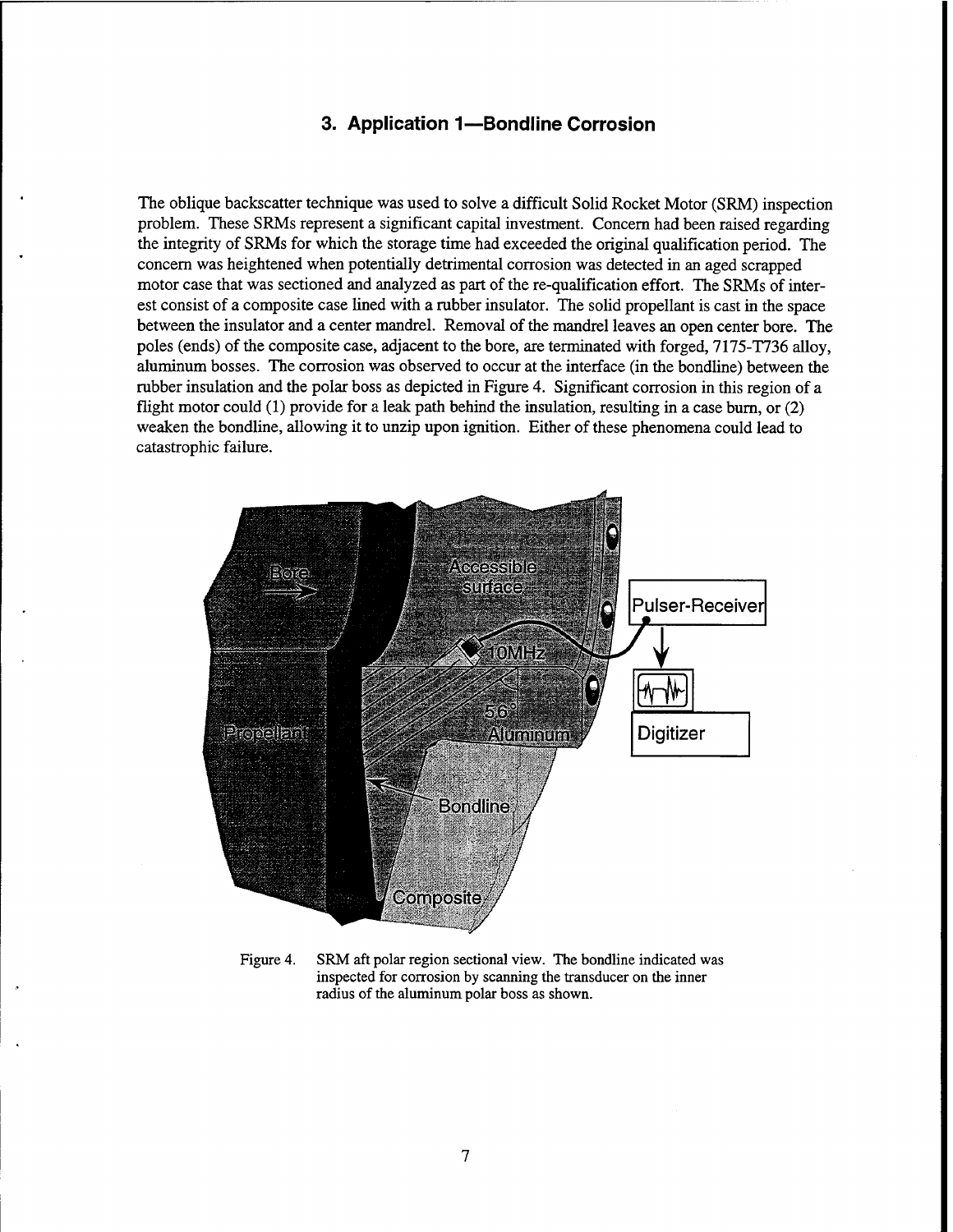## 3. Application 1—Bondline Corrosion

The oblique backscatter technique was used to solve a difficult Solid Rocket Motor (SRM) inspection problem. These SRMs represent a significant capital investment. Concern had been raised regarding the integrity of SRMs for which the storage time had exceeded the original qualification period. The concern was heightened when potentially detrimental corrosion was detected in an aged scrapped motor case that was sectioned and analyzed as part of the re-qualification effort. The SRMs of interest consist of a composite case lined with a rubber insulator. The solid propellant is cast in the space between the insulator and a center mandrel. Removal of the mandrel leaves an open center bore. The poles (ends) of the composite case, adjacent to the bore, are terminated with forged, 7175-T736 alloy, aluminum bosses. The corrosion was observed to occur at the interface (in the bondline) between the rubber insulation and the polar boss as depicted in Figure 4. Significant corrosion in this region of a flight motor could (1) provide for a leak path behind the insulation, resulting in a case burn, or (2) weaken the bondline, allowing it to unzip upon ignition. Either of these phenomena could lead to catastrophic failure.

Figure 4. SRM aft polar region sectional view. The bondline indicated was inspected for corrosion by scanning the transducer on the inner radius of the aluminum polar boss as shown.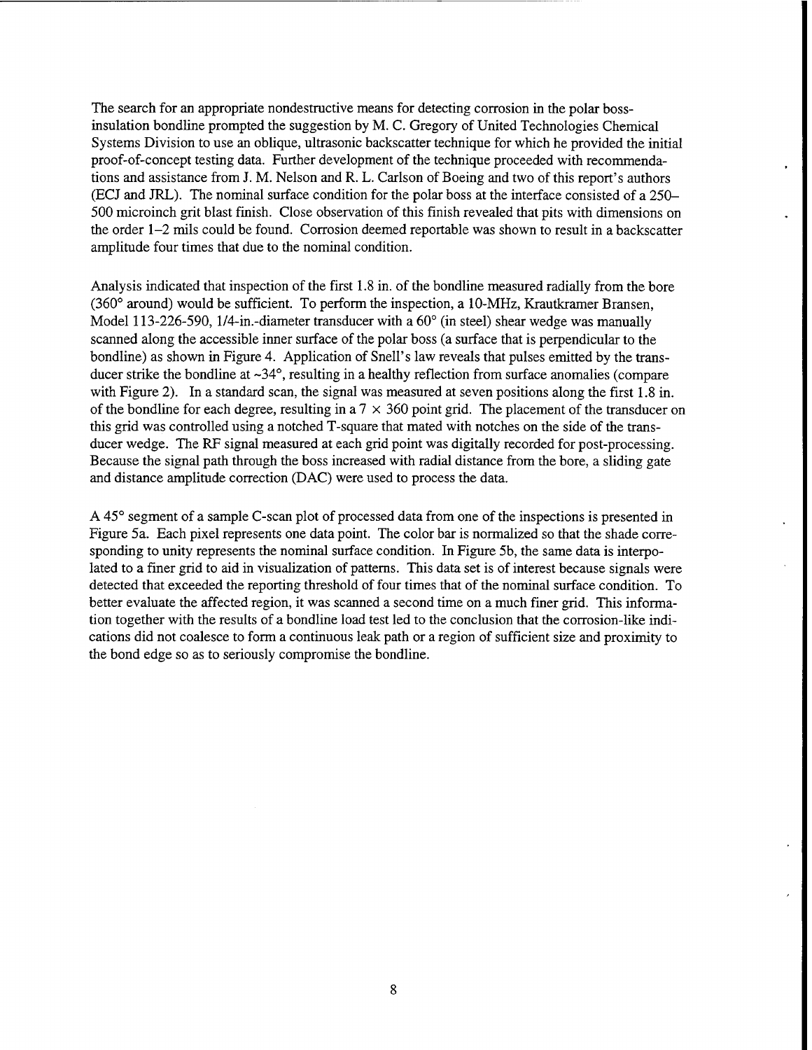The search for an appropriate nondestructive means for detecting corrosion in the polar boss-insulation bondline prompted the suggestion by M. C. Gregory of United Technologies Chemical Systems Division to use an oblique, ultrasonic backscatter technique for which he provided the initial proof-of-concept testing data. Further development of the technique proceeded with recommendations and assistance from J. M. Nelson and R. L. Carlson of Boeing and two of this report's authors (ECJ and JRL). The nominal surface condition for the polar boss at the interface consisted of a 250–500 microinch grit blast finish. Close observation of this finish revealed that pits with dimensions on the order 1–2 mils could be found. Corrosion deemed reportable was shown to result in a backscatter amplitude four times that due to the nominal condition.

Analysis indicated that inspection of the first 1.8 in. of the bondline measured radially from the bore (360° around) would be sufficient. To perform the inspection, a 10-MHz, Krautkramer Bransen, Model 113-226-590, 1/4-in.-diameter transducer with a 60° (in steel) shear wedge was manually scanned along the accessible inner surface of the polar boss (a surface that is perpendicular to the bondline) as shown in Figure 4. Application of Snell's law reveals that pulses emitted by the transducer strike the bondline at ~34°, resulting in a healthy reflection from surface anomalies (compare with Figure 2). In a standard scan, the signal was measured at seven positions along the first 1.8 in. of the bondline for each degree, resulting in a $7 \times 360$ point grid. The placement of the transducer on this grid was controlled using a notched T-square that mated with notches on the side of the transducer wedge. The RF signal measured at each grid point was digitally recorded for post-processing. Because the signal path through the boss increased with radial distance from the bore, a sliding gate and distance amplitude correction (DAC) were used to process the data.

A 45° segment of a sample C-scan plot of processed data from one of the inspections is presented in Figure 5a. Each pixel represents one data point. The color bar is normalized so that the shade corresponding to unity represents the nominal surface condition. In Figure 5b, the same data is interpolated to a finer grid to aid in visualization of patterns. This data set is of interest because signals were detected that exceeded the reporting threshold of four times that of the nominal surface condition. To better evaluate the affected region, it was scanned a second time on a much finer grid. This information together with the results of a bondline load test led to the conclusion that the corrosion-like indications did not coalesce to form a continuous leak path or a region of sufficient size and proximity to the bond edge so as to seriously compromise the bondline.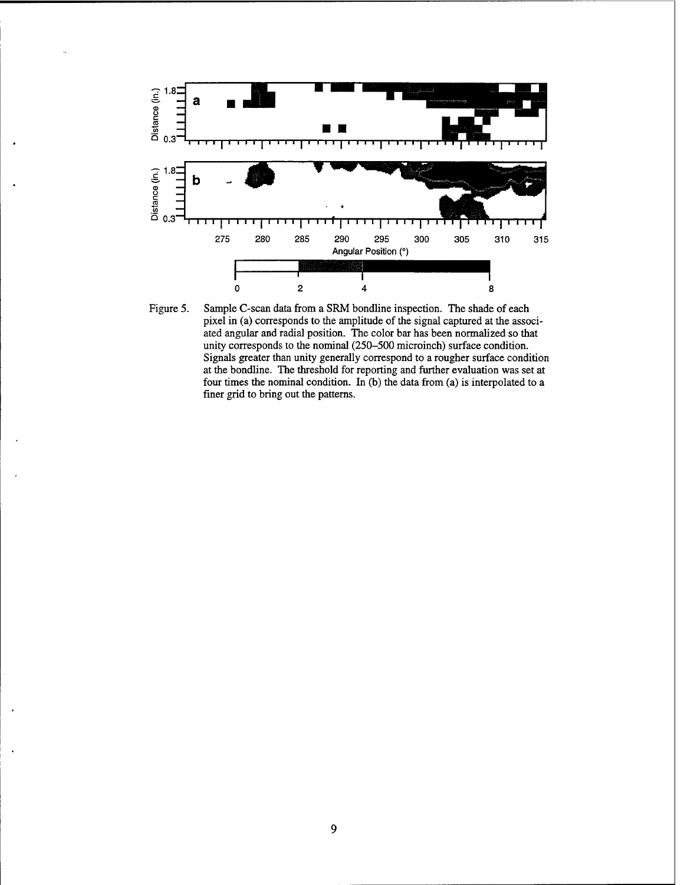Figure 5. Sample C-scan data from a SRM bondline inspection. The shade of each pixel in (a) corresponds to the amplitude of the signal captured at the associated angular and radial position. The color bar has been normalized so that unity corresponds to the nominal (250–500 microinch) surface condition. Signals greater than unity generally correspond to a rougher surface condition at the bondline. The threshold for reporting and further evaluation was set at four times the nominal condition. In (b) the data from (a) is interpolated to a finer grid to bring out the patterns.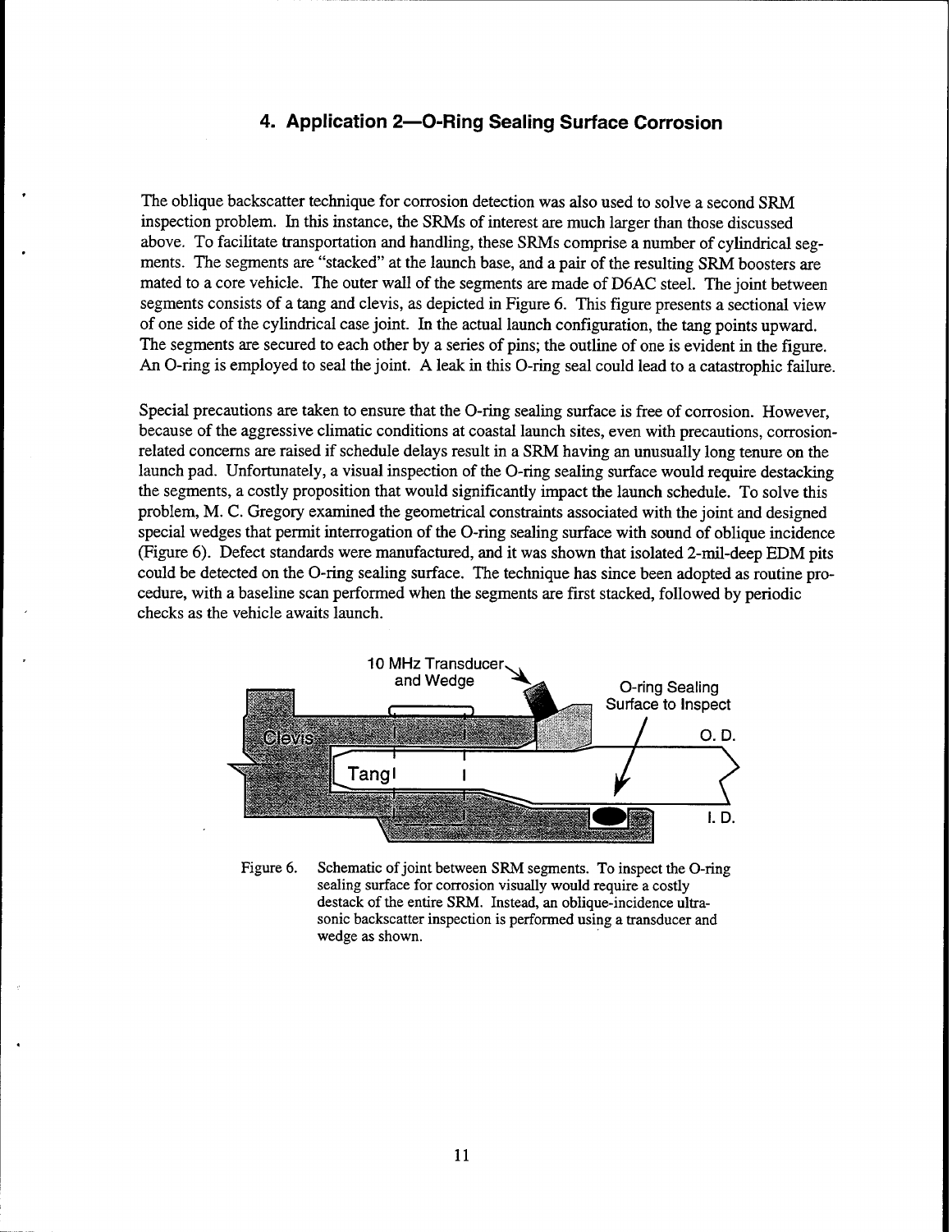## 4. Application 2—O-Ring Sealing Surface Corrosion

The oblique backscatter technique for corrosion detection was also used to solve a second SRM inspection problem. In this instance, the SRMs of interest are much larger than those discussed above. To facilitate transportation and handling, these SRMs comprise a number of cylindrical segments. The segments are "stacked" at the launch base, and a pair of the resulting SRM boosters are mated to a core vehicle. The outer wall of the segments are made of D6AC steel. The joint between segments consists of a tang and clevis, as depicted in Figure 6. This figure presents a sectional view of one side of the cylindrical case joint. In the actual launch configuration, the tang points upward. The segments are secured to each other by a series of pins; the outline of one is evident in the figure. An O-ring is employed to seal the joint. A leak in this O-ring seal could lead to a catastrophic failure.

Special precautions are taken to ensure that the O-ring sealing surface is free of corrosion. However, because of the aggressive climatic conditions at coastal launch sites, even with precautions, corrosion-related concerns are raised if schedule delays result in a SRM having an unusually long tenure on the launch pad. Unfortunately, a visual inspection of the O-ring sealing surface would require destacking the segments, a costly proposition that would significantly impact the launch schedule. To solve this problem, M. C. Gregory examined the geometrical constraints associated with the joint and designed special wedges that permit interrogation of the O-ring sealing surface with sound of oblique incidence (Figure 6). Defect standards were manufactured, and it was shown that isolated 2-mil-deep EDM pits could be detected on the O-ring sealing surface. The technique has since been adopted as routine procedure, with a baseline scan performed when the segments are first stacked, followed by periodic checks as the vehicle awaits launch.

Figure 6. Schematic of joint between SRM segments. To inspect the O-ring sealing surface for corrosion visually would require a costly destack of the entire SRM. Instead, an oblique-incidence ultrasonic backscatter inspection is performed using a transducer and wedge as shown.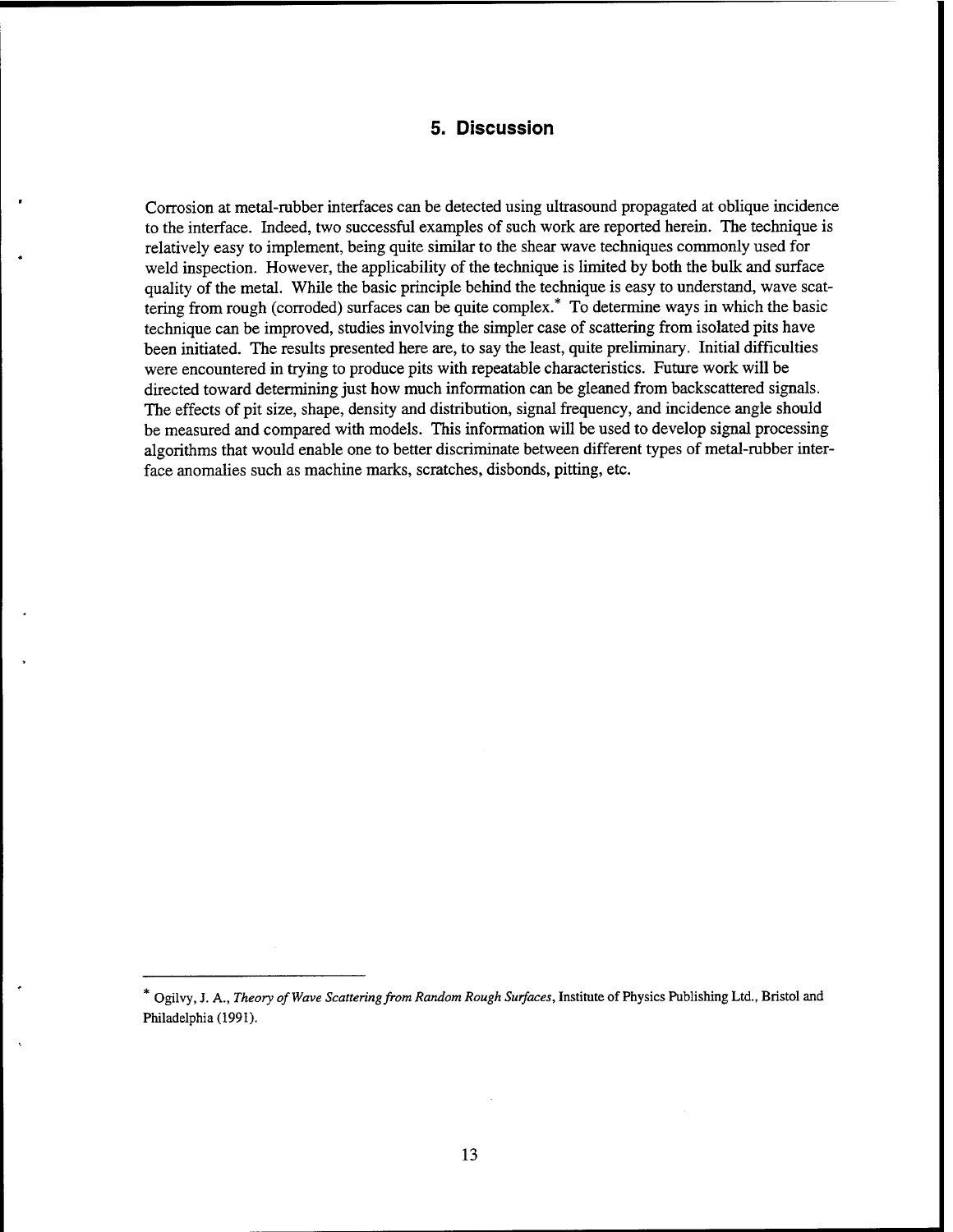## 5. Discussion

Corrosion at metal-rubber interfaces can be detected using ultrasound propagated at oblique incidence to the interface. Indeed, two successful examples of such work are reported herein. The technique is relatively easy to implement, being quite similar to the shear wave techniques commonly used for weld inspection. However, the applicability of the technique is limited by both the bulk and surface quality of the metal. While the basic principle behind the technique is easy to understand, wave scattering from rough (corroded) surfaces can be quite complex.* To determine ways in which the basic technique can be improved, studies involving the simpler case of scattering from isolated pits have been initiated. The results presented here are, to say the least, quite preliminary. Initial difficulties were encountered in trying to produce pits with repeatable characteristics. Future work will be directed toward determining just how much information can be gleaned from backscattered signals. The effects of pit size, shape, density and distribution, signal frequency, and incidence angle should be measured and compared with models. This information will be used to develop signal processing algorithms that would enable one to better discriminate between different types of metal-rubber interface anomalies such as machine marks, scratches, disbonds, pitting, etc.

---

* Ogilvy, J. A., *Theory of Wave Scattering from Random Rough Surfaces*, Institute of Physics Publishing Ltd., Bristol and Philadelphia (1991).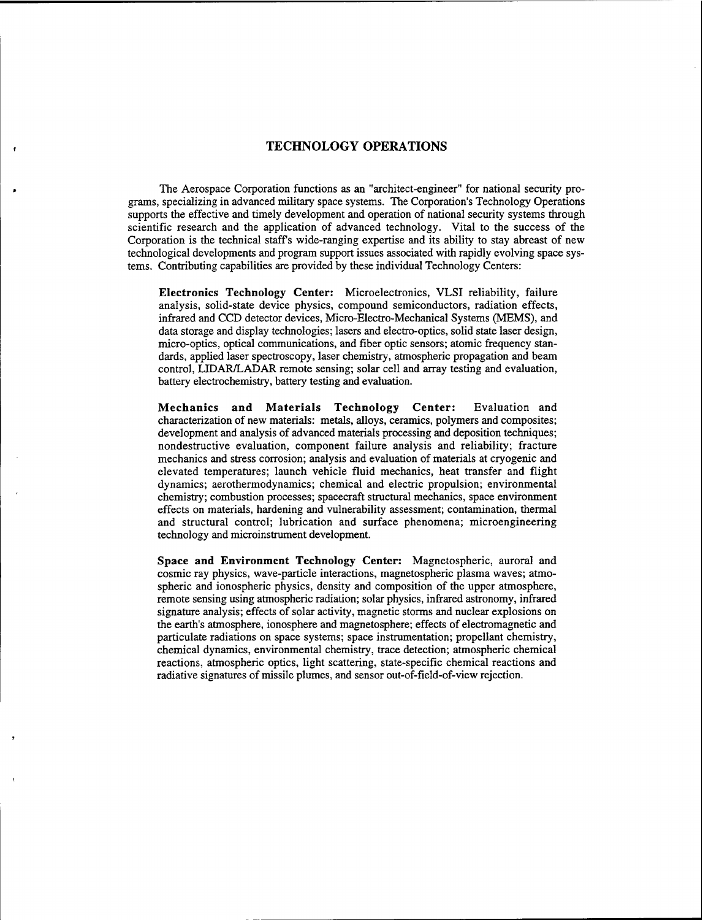# TECHNOLOGY OPERATIONS

The Aerospace Corporation functions as an "architect-engineer" for national security programs, specializing in advanced military space systems. The Corporation's Technology Operations supports the effective and timely development and operation of national security systems through scientific research and the application of advanced technology. Vital to the success of the Corporation is the technical staff's wide-ranging expertise and its ability to stay abreast of new technological developments and program support issues associated with rapidly evolving space systems. Contributing capabilities are provided by these individual Technology Centers:

**Electronics Technology Center:** Microelectronics, VLSI reliability, failure analysis, solid-state device physics, compound semiconductors, radiation effects, infrared and CCD detector devices, Micro-Electro-Mechanical Systems (MEMS), and data storage and display technologies; lasers and electro-optics, solid state laser design, micro-optics, optical communications, and fiber optic sensors; atomic frequency standards, applied laser spectroscopy, laser chemistry, atmospheric propagation and beam control, LIDAR/LADAR remote sensing; solar cell and array testing and evaluation, battery electrochemistry, battery testing and evaluation.

**Mechanics and Materials Technology Center:** Evaluation and characterization of new materials: metals, alloys, ceramics, polymers and composites; development and analysis of advanced materials processing and deposition techniques; nondestructive evaluation, component failure analysis and reliability; fracture mechanics and stress corrosion; analysis and evaluation of materials at cryogenic and elevated temperatures; launch vehicle fluid mechanics, heat transfer and flight dynamics; aerothermodynamics; chemical and electric propulsion; environmental chemistry; combustion processes; spacecraft structural mechanics, space environment effects on materials, hardening and vulnerability assessment; contamination, thermal and structural control; lubrication and surface phenomena; microengineering technology and microinstrument development.

**Space and Environment Technology Center:** Magnetospheric, auroral and cosmic ray physics, wave-particle interactions, magnetospheric plasma waves; atmospheric and ionospheric physics, density and composition of the upper atmosphere, remote sensing using atmospheric radiation; solar physics, infrared astronomy, infrared signature analysis; effects of solar activity, magnetic storms and nuclear explosions on the earth's atmosphere, ionosphere and magnetosphere; effects of electromagnetic and particulate radiations on space systems; space instrumentation; propellant chemistry, chemical dynamics, environmental chemistry, trace detection; atmospheric chemical reactions, atmospheric optics, light scattering, state-specific chemical reactions and radiative signatures of missile plumes, and sensor out-of-field-of-view rejection.